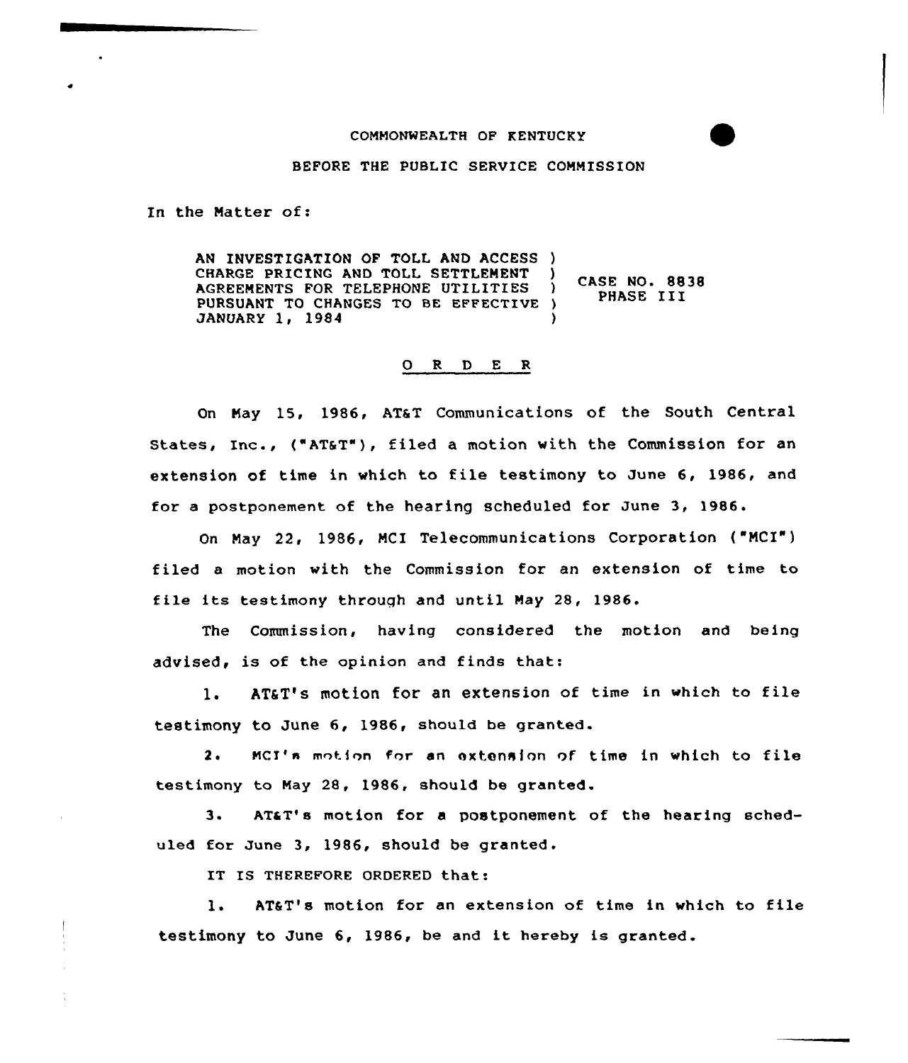COMMONWEALTH OF KENTUCKY

BEFORE THE PUBLIC SERVICE COMMISSION

In the Matter of:

AN INVESTIGATION OF TOLL AND ACCESS CHARGE PRICING AND TOLL SETTLEMENT AGREEMENTS FOR TELEPHONE UTILITIES PURSUANT TO CHANGES TO BE EFFECTIVE JANUARY 1, 1984 ) CASE NO. 8838 PHASE III

# O R D E R

On May 15, 1986, AT&T Communications of the South Central States, Inc., ("AT&T"), filed a motion with the Commission for an extension of time in which to file testimony to June 6, 1986, and for a postponement of the hearing scheduled for June 3, 1986.

On May 22, 1986, MCI Telecommunications Corporation ("MCI") filed a motion with the Commission for an extension of time to file its testimony through and until May 28, 1986.

The Commission, having considered the motion and being advised, is of the opinion and finds that:

1. AT&T's motion for an extension of time in which to file testimony to June 6, 1986, should be granted.

2. MCI's motion for an extension of time in which to file testimony to May 28, 1986, should be granted.

3. AT&T's motion for a postponement of the hearing scheduled for June 3, 1986, should be granted.

IT IS THEREFORE ORDERED that:

1. AT&T's motion for an extension of time in which to file testimony to June 6, 1986, be and it hereby is granted.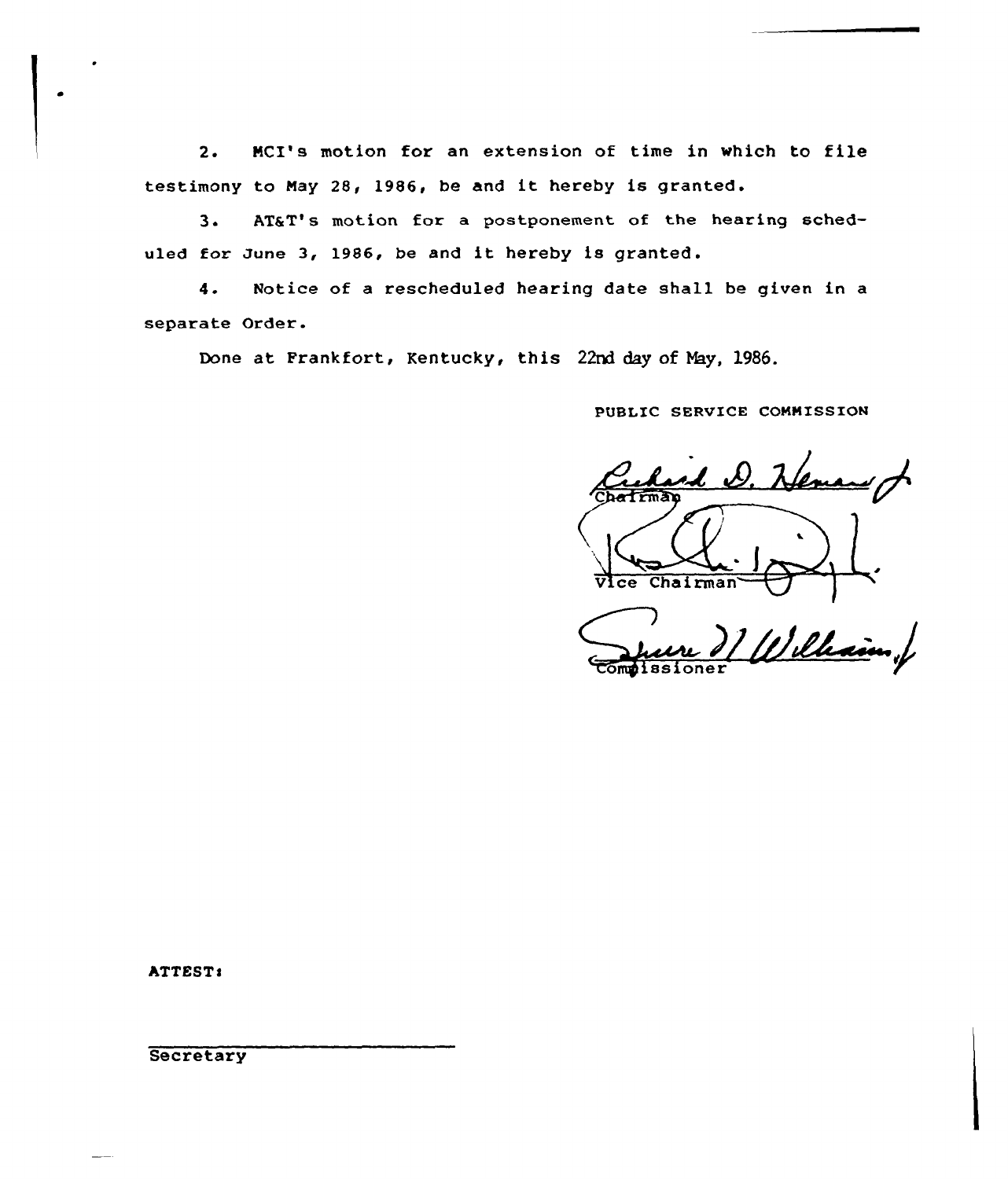2. MCI's motion for an extension of time in which to file testimony to May 28, 1986, be and it hereby is granted.

3. AT&T's motion for a postponement of the hearing scheduled for June 3, 1986, be and it hereby is granted.

4. Notice of a rescheduled hearing date shall be given in a separate Order.

Done at Frankfort, Kentucky, this 22nd day of May, 1986.

PUBLIC SERVICE COMMISSION

Chairman

Vice Chairman

Commissioner

ATTEST:

Secretary